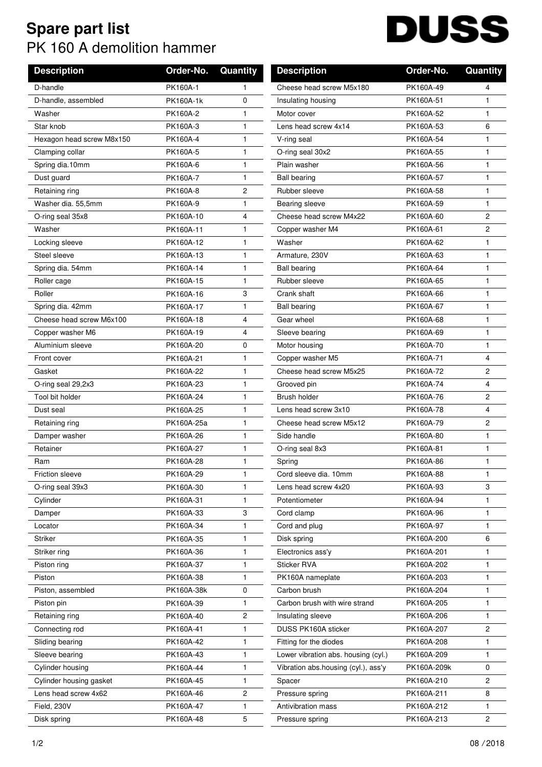# Spare part list

## PK 160 A demolition hammer

DUSS

| Description | Order-No. | Quantity |
|---|---|---|
| D-handle | PK160A-1 | 1 |
| D-handle, assembled | PK160A-1k | 0 |
| Washer | PK160A-2 | 1 |
| Star knob | PK160A-3 | 1 |
| Hexagon head screw M8x150 | PK160A-4 | 1 |
| Clamping collar | PK160A-5 | 1 |
| Spring dia.10mm | PK160A-6 | 1 |
| Dust guard | PK160A-7 | 1 |
| Retaining ring | PK160A-8 | 2 |
| Washer dia. 55,5mm | PK160A-9 | 1 |
| O-ring seal 35x8 | PK160A-10 | 4 |
| Washer | PK160A-11 | 1 |
| Locking sleeve | PK160A-12 | 1 |
| Steel sleeve | PK160A-13 | 1 |
| Spring dia. 54mm | PK160A-14 | 1 |
| Roller cage | PK160A-15 | 1 |
| Roller | PK160A-16 | 3 |
| Spring dia. 42mm | PK160A-17 | 1 |
| Cheese head screw M6x100 | PK160A-18 | 4 |
| Copper washer M6 | PK160A-19 | 4 |
| Aluminium sleeve | PK160A-20 | 0 |
| Front cover | PK160A-21 | 1 |
| Gasket | PK160A-22 | 1 |
| O-ring seal 29,2x3 | PK160A-23 | 1 |
| Tool bit holder | PK160A-24 | 1 |
| Dust seal | PK160A-25 | 1 |
| Retaining ring | PK160A-25a | 1 |
| Damper washer | PK160A-26 | 1 |
| Retainer | PK160A-27 | 1 |
| Ram | PK160A-28 | 1 |
| Friction sleeve | PK160A-29 | 1 |
| O-ring seal 39x3 | PK160A-30 | 1 |
| Cylinder | PK160A-31 | 1 |
| Damper | PK160A-33 | 3 |
| Locator | PK160A-34 | 1 |
| Striker | PK160A-35 | 1 |
| Striker ring | PK160A-36 | 1 |
| Piston ring | PK160A-37 | 1 |
| Piston | PK160A-38 | 1 |
| Piston, assembled | PK160A-38k | 0 |
| Piston pin | PK160A-39 | 1 |
| Retaining ring | PK160A-40 | 2 |
| Connecting rod | PK160A-41 | 1 |
| Sliding bearing | PK160A-42 | 1 |
| Sleeve bearing | PK160A-43 | 1 |
| Cylinder housing | PK160A-44 | 1 |
| Cylinder housing gasket | PK160A-45 | 1 |
| Lens head screw 4x62 | PK160A-46 | 2 |
| Field, 230V | PK160A-47 | 1 |
| Disk spring | PK160A-48 | 5 |
| Cheese head screw M5x180 | PK160A-49 | 4 |
| Insulating housing | PK160A-51 | 1 |
| Motor cover | PK160A-52 | 1 |
| Lens head screw 4x14 | PK160A-53 | 6 |
| V-ring seal | PK160A-54 | 1 |
| O-ring seal 30x2 | PK160A-55 | 1 |
| Plain washer | PK160A-56 | 1 |
| Ball bearing | PK160A-57 | 1 |
| Rubber sleeve | PK160A-58 | 1 |
| Bearing sleeve | PK160A-59 | 1 |
| Cheese head screw M4x22 | PK160A-60 | 2 |
| Copper washer M4 | PK160A-61 | 2 |
| Washer | PK160A-62 | 1 |
| Armature, 230V | PK160A-63 | 1 |
| Ball bearing | PK160A-64 | 1 |
| Rubber sleeve | PK160A-65 | 1 |
| Crank shaft | PK160A-66 | 1 |
| Ball bearing | PK160A-67 | 1 |
| Gear wheel | PK160A-68 | 1 |
| Sleeve bearing | PK160A-69 | 1 |
| Motor housing | PK160A-70 | 1 |
| Copper washer M5 | PK160A-71 | 4 |
| Cheese head screw M5x25 | PK160A-72 | 2 |
| Grooved pin | PK160A-74 | 4 |
| Brush holder | PK160A-76 | 2 |
| Lens head screw 3x10 | PK160A-78 | 4 |
| Cheese head screw M5x12 | PK160A-79 | 2 |
| Side handle | PK160A-80 | 1 |
| O-ring seal 8x3 | PK160A-81 | 1 |
| Spring | PK160A-86 | 1 |
| Cord sleeve dia. 10mm | PK160A-88 | 1 |
| Lens head screw 4x20 | PK160A-93 | 3 |
| Potentiometer | PK160A-94 | 1 |
| Cord clamp | PK160A-96 | 1 |
| Cord and plug | PK160A-97 | 1 |
| Disk spring | PK160A-200 | 6 |
| Electronics ass'y | PK160A-201 | 1 |
| Sticker RVA | PK160A-202 | 1 |
| PK160A nameplate | PK160A-203 | 1 |
| Carbon brush | PK160A-204 | 1 |
| Carbon brush with wire strand | PK160A-205 | 1 |
| Insulating sleeve | PK160A-206 | 1 |
| DUSS PK160A sticker | PK160A-207 | 2 |
| Fitting for the diodes | PK160A-208 | 1 |
| Lower vibration abs. housing (cyl.) | PK160A-209 | 1 |
| Vibration abs.housing (cyl.), ass'y | PK160A-209k | 0 |
| Spacer | PK160A-210 | 2 |
| Pressure spring | PK160A-211 | 8 |
| Antivibration mass | PK160A-212 | 1 |
| Pressure spring | PK160A-213 | 2 |

08 / 2018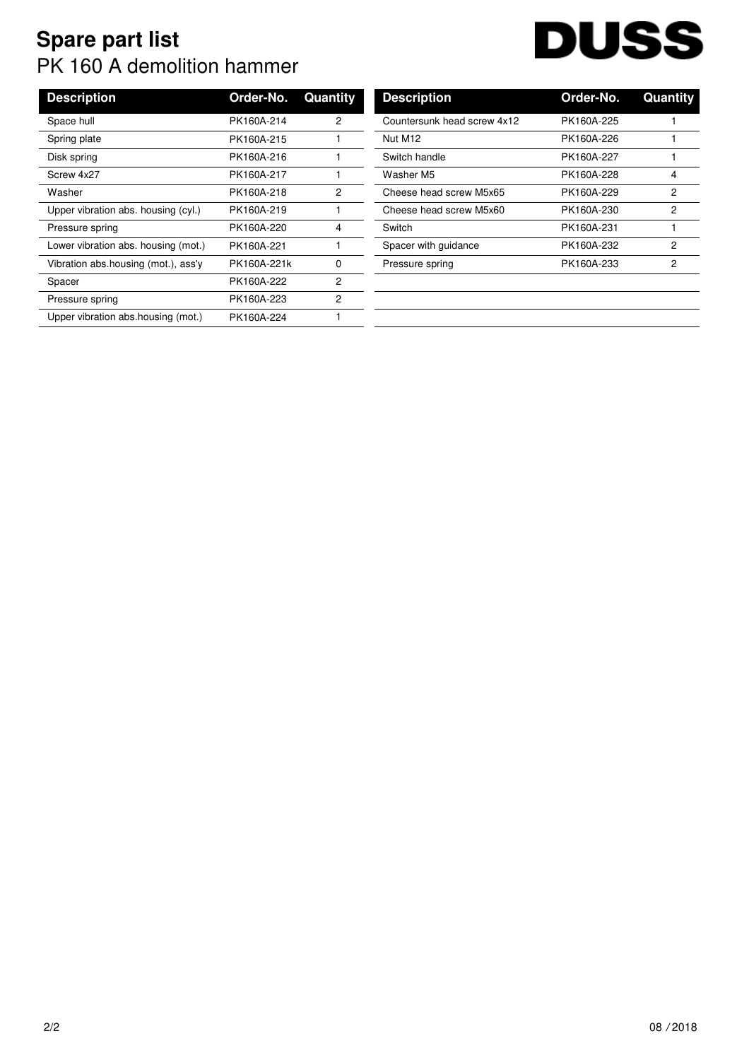# Spare part list

PK 160 A demolition hammer

DUSS

| Description | Order-No. | Quantity |
|---|---|---|
| Space hull | PK160A-214 | 2 |
| Spring plate | PK160A-215 | 1 |
| Disk spring | PK160A-216 | 1 |
| Screw 4x27 | PK160A-217 | 1 |
| Washer | PK160A-218 | 2 |
| Upper vibration abs. housing (cyl.) | PK160A-219 | 1 |
| Pressure spring | PK160A-220 | 4 |
| Lower vibration abs. housing (mot.) | PK160A-221 | 1 |
| Vibration abs.housing (mot.), ass'y | PK160A-221k | 0 |
| Spacer | PK160A-222 | 2 |
| Pressure spring | PK160A-223 | 2 |
| Upper vibration abs.housing (mot.) | PK160A-224 | 1 |
| Countersunk head screw 4x12 | PK160A-225 | 1 |
| Nut M12 | PK160A-226 | 1 |
| Switch handle | PK160A-227 | 1 |
| Washer M5 | PK160A-228 | 4 |
| Cheese head screw M5x65 | PK160A-229 | 2 |
| Cheese head screw M5x60 | PK160A-230 | 2 |
| Switch | PK160A-231 | 1 |
| Spacer with guidance | PK160A-232 | 2 |
| Pressure spring | PK160A-233 | 2 |

08 / 2018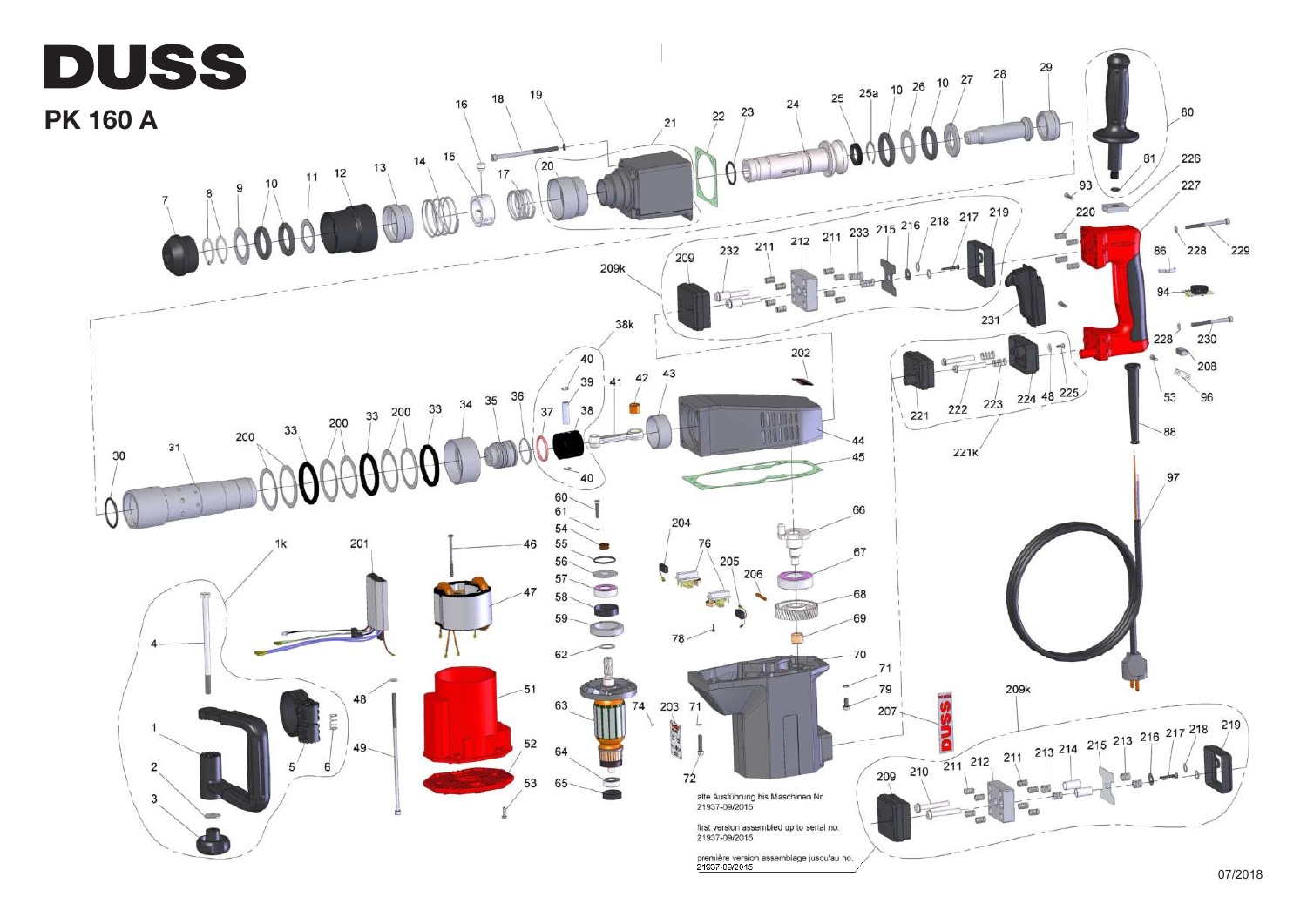# DUSS

## PK 160 A

alte Ausführung bis Maschinen Nr.
21937-09/2015

first version assembled up to serial no.
21937-09/2015

première version assemblage jusqu'au no.
21937-09/2015

07/2018